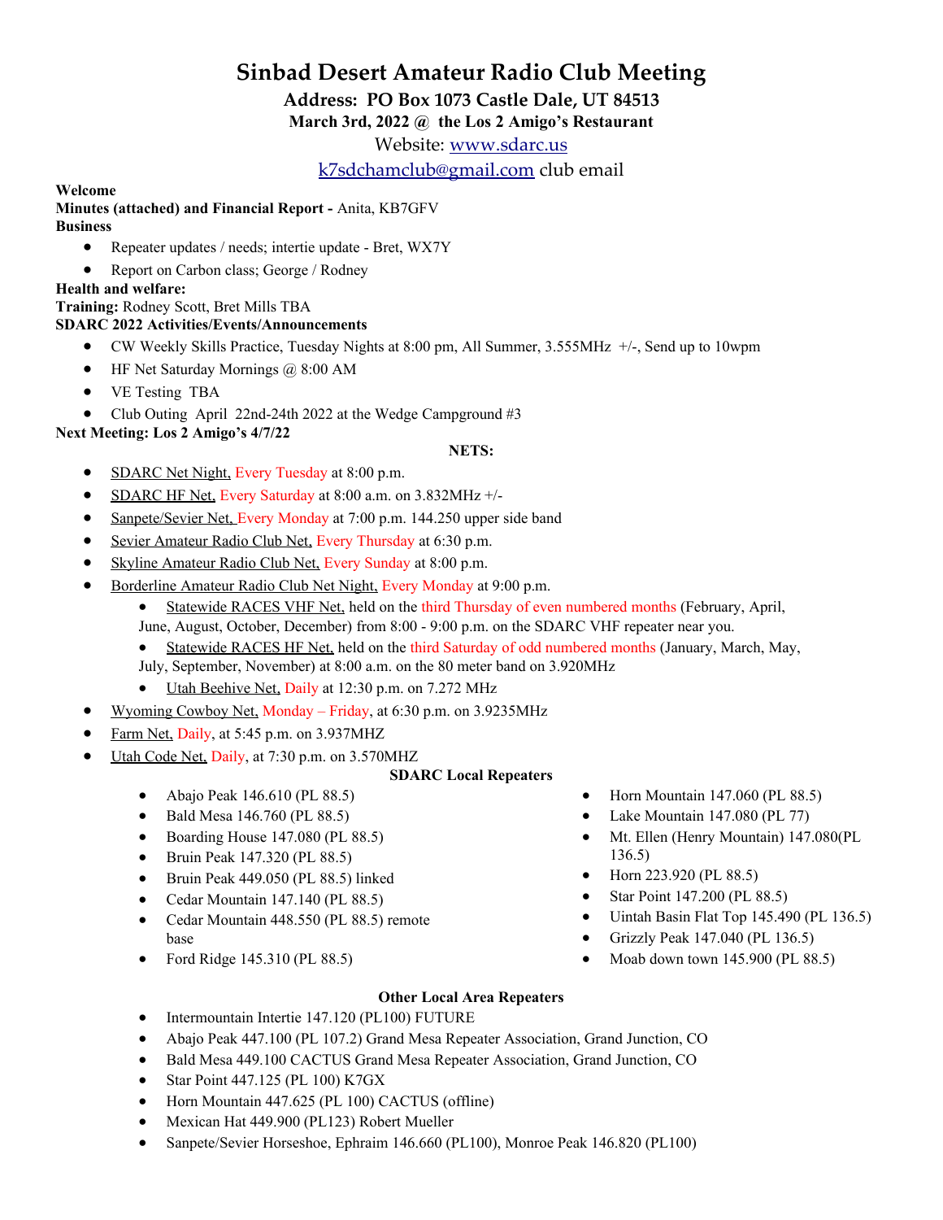# Sinbad Desert Amateur Radio Club Meeting

**Address: PO Box 1073 Castle Dale, UT 84513**

**March 3rd, 2022 @ the Los 2 Amigo's Restaurant**

Website: www.sdarc.us

k7sdchamclub@gmail.com club email

**Welcome**

**Minutes (attached) and Financial Report -** Anita, KB7GFV

**Business**

- Repeater updates / needs; intertie update - Bret, WX7Y
- Report on Carbon class; George / Rodney

**Health and welfare:**

**Training:** Rodney Scott, Bret Mills TBA

**SDARC 2022 Activities/Events/Announcements**

- CW Weekly Skills Practice, Tuesday Nights at 8:00 pm, All Summer, 3.555MHz +/-, Send up to 10wpm
- HF Net Saturday Mornings @ 8:00 AM
- VE Testing TBA
- Club Outing April 22nd-24th 2022 at the Wedge Campground #3

**Next Meeting: Los 2 Amigo's 4/7/22**

**NETS:**

- SDARC Net Night, Every Tuesday at 8:00 p.m.
- SDARC HF Net, Every Saturday at 8:00 a.m. on 3.832MHz +/-
- Sanpete/Sevier Net, Every Monday at 7:00 p.m. 144.250 upper side band
- Sevier Amateur Radio Club Net, Every Thursday at 6:30 p.m.
- Skyline Amateur Radio Club Net, Every Sunday at 8:00 p.m.
- Borderline Amateur Radio Club Net Night, Every Monday at 9:00 p.m.
  - Statewide RACES VHF Net, held on the third Thursday of even numbered months (February, April, June, August, October, December) from 8:00 - 9:00 p.m. on the SDARC VHF repeater near you.
  - Statewide RACES HF Net, held on the third Saturday of odd numbered months (January, March, May, July, September, November) at 8:00 a.m. on the 80 meter band on 3.920MHz
  - Utah Beehive Net, Daily at 12:30 p.m. on 7.272 MHz
- Wyoming Cowboy Net, Monday – Friday, at 6:30 p.m. on 3.9235MHz
- Farm Net, Daily, at 5:45 p.m. on 3.937MHZ
- Utah Code Net, Daily, at 7:30 p.m. on 3.570MHZ

**SDARC Local Repeaters**

- Abajo Peak 146.610 (PL 88.5)
- Bald Mesa 146.760 (PL 88.5)
- Boarding House 147.080 (PL 88.5)
- Bruin Peak 147.320 (PL 88.5)
- Bruin Peak 449.050 (PL 88.5) linked
- Cedar Mountain 147.140 (PL 88.5)
- Cedar Mountain 448.550 (PL 88.5) remote base
- Ford Ridge 145.310 (PL 88.5)
- Horn Mountain 147.060 (PL 88.5)
- Lake Mountain 147.080 (PL 77)
- Mt. Ellen (Henry Mountain) 147.080(PL 136.5)
- Horn 223.920 (PL 88.5)
- Star Point 147.200 (PL 88.5)
- Uintah Basin Flat Top 145.490 (PL 136.5)
- Grizzly Peak 147.040 (PL 136.5)
- Moab down town 145.900 (PL 88.5)

**Other Local Area Repeaters**

- Intermountain Intertie 147.120 (PL100) FUTURE
- Abajo Peak 447.100 (PL 107.2) Grand Mesa Repeater Association, Grand Junction, CO
- Bald Mesa 449.100 CACTUS Grand Mesa Repeater Association, Grand Junction, CO
- Star Point 447.125 (PL 100) K7GX
- Horn Mountain 447.625 (PL 100) CACTUS (offline)
- Mexican Hat 449.900 (PL123) Robert Mueller
- Sanpete/Sevier Horseshoe, Ephraim 146.660 (PL100), Monroe Peak 146.820 (PL100)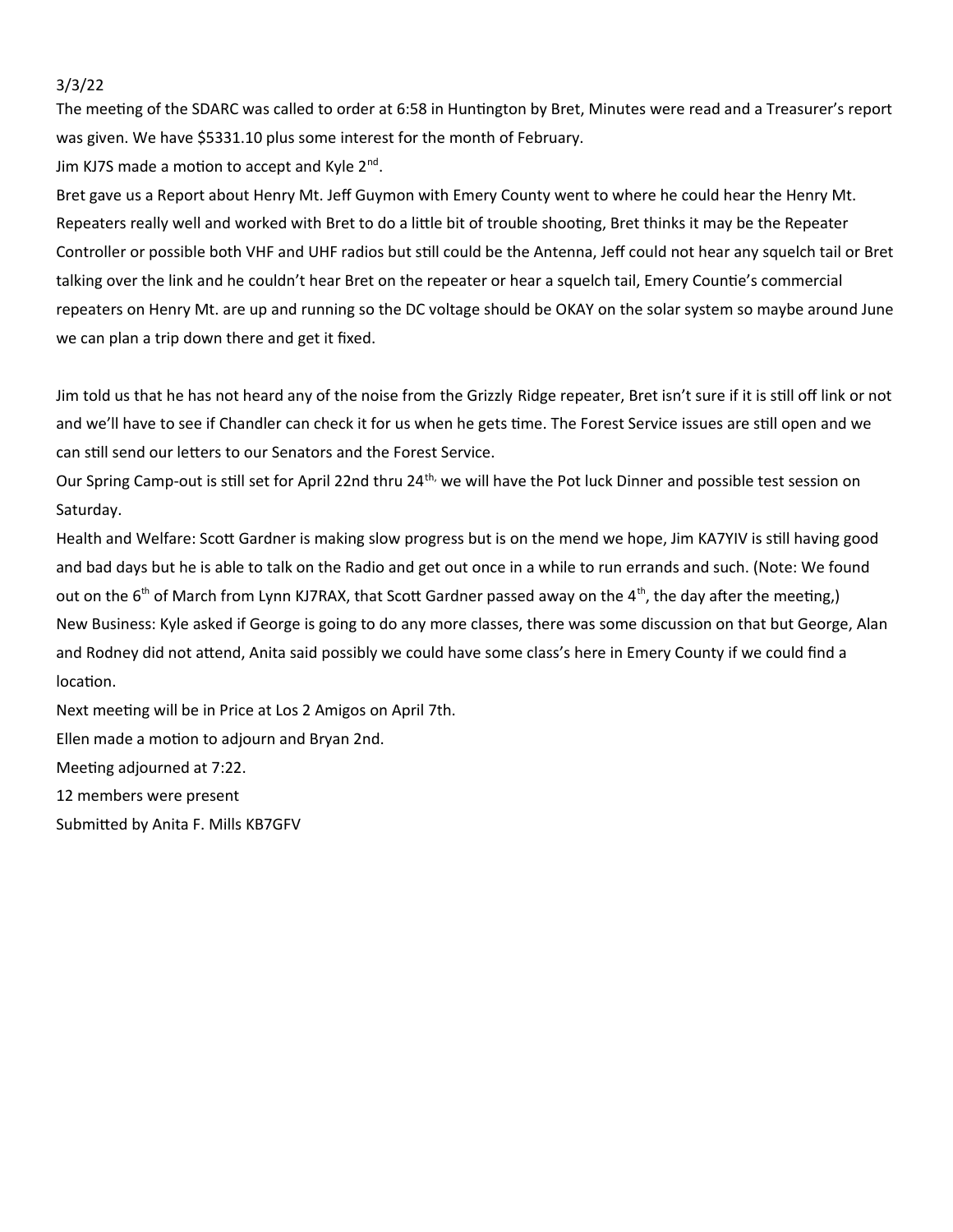3/3/22

The meeting of the SDARC was called to order at 6:58 in Huntington by Bret, Minutes were read and a Treasurer's report was given. We have $5331.10 plus some interest for the month of February.

Jim KJ7S made a motion to accept and Kyle 2nd.

Bret gave us a Report about Henry Mt. Jeff Guymon with Emery County went to where he could hear the Henry Mt. Repeaters really well and worked with Bret to do a little bit of trouble shooting, Bret thinks it may be the Repeater Controller or possible both VHF and UHF radios but still could be the Antenna, Jeff could not hear any squelch tail or Bret talking over the link and he couldn't hear Bret on the repeater or hear a squelch tail, Emery Countie's commercial repeaters on Henry Mt. are up and running so the DC voltage should be OKAY on the solar system so maybe around June we can plan a trip down there and get it fixed.

Jim told us that he has not heard any of the noise from the Grizzly Ridge repeater, Bret isn't sure if it is still off link or not and we'll have to see if Chandler can check it for us when he gets time. The Forest Service issues are still open and we can still send our letters to our Senators and the Forest Service.

Our Spring Camp-out is still set for April 22nd thru 24th, we will have the Pot luck Dinner and possible test session on Saturday.

Health and Welfare: Scott Gardner is making slow progress but is on the mend we hope, Jim KA7YIV is still having good and bad days but he is able to talk on the Radio and get out once in a while to run errands and such. (Note: We found out on the 6th of March from Lynn KJ7RAX, that Scott Gardner passed away on the 4th, the day after the meeting,)

New Business: Kyle asked if George is going to do any more classes, there was some discussion on that but George, Alan and Rodney did not attend, Anita said possibly we could have some class's here in Emery County if we could find a location.

Next meeting will be in Price at Los 2 Amigos on April 7th.

Ellen made a motion to adjourn and Bryan 2nd.

Meeting adjourned at 7:22.

12 members were present

Submitted by Anita F. Mills KB7GFV